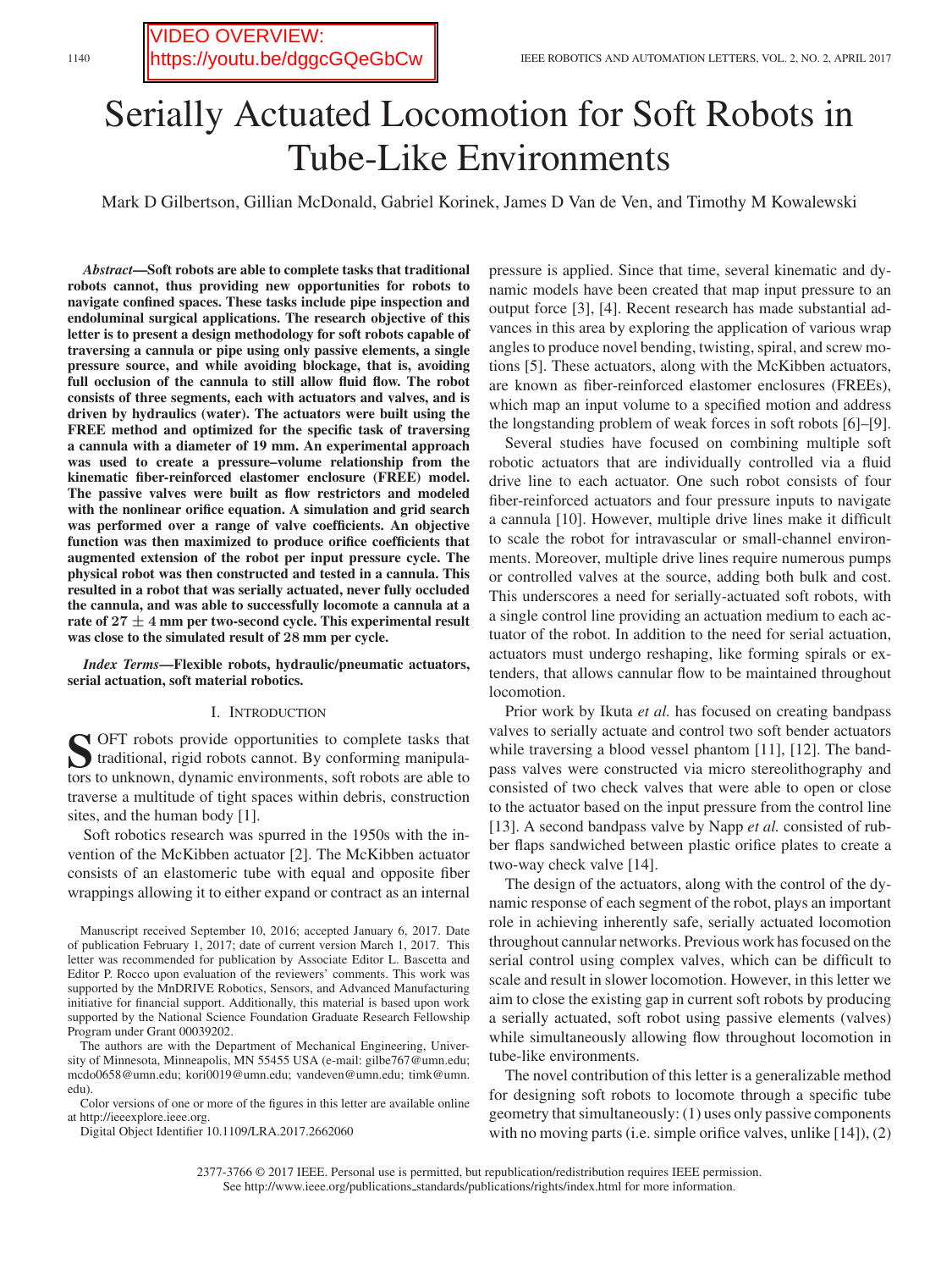VIDEO OVERVIEW: https://youtu.be/dggcGQeGbCw

# Serially Actuated Locomotion for Soft Robots in Tube-Like Environments

Mark D Gilbertson, Gillian McDonald, Gabriel Korinek, James D Van de Ven, and Timothy M Kowalewski

***Abstract*—Soft robots are able to complete tasks that traditional robots cannot, thus providing new opportunities for robots to navigate confined spaces. These tasks include pipe inspection and endoluminal surgical applications. The research objective of this letter is to present a design methodology for soft robots capable of traversing a cannula or pipe using only passive elements, a single pressure source, and while avoiding blockage, that is, avoiding full occlusion of the cannula to still allow fluid flow. The robot consists of three segments, each with actuators and valves, and is driven by hydraulics (water). The actuators were built using the FREE method and optimized for the specific task of traversing a cannula with a diameter of 19 mm. An experimental approach was used to create a pressure–volume relationship from the kinematic fiber-reinforced elastomer enclosure (FREE) model. The passive valves were built as flow restrictors and modeled with the nonlinear orifice equation. A simulation and grid search was performed over a range of valve coefficients. An objective function was then maximized to produce orifice coefficients that augmented extension of the robot per input pressure cycle. The physical robot was then constructed and tested in a cannula. This resulted in a robot that was serially actuated, never fully occluded the cannula, and was able to successfully locomote a cannula at a rate of $27 \pm 4$ mm per two-second cycle. This experimental result was close to the simulated result of 28 mm per cycle.**

***Index Terms*—Flexible robots, hydraulic/pneumatic actuators, serial actuation, soft material robotics.**

## I. Introduction

Soft robots provide opportunities to complete tasks that traditional, rigid robots cannot. By conforming manipulators to unknown, dynamic environments, soft robots are able to traverse a multitude of tight spaces within debris, construction sites, and the human body [1].

Soft robotics research was spurred in the 1950s with the invention of the McKibben actuator [2]. The McKibben actuator consists of an elastomeric tube with equal and opposite fiber wrappings allowing it to either expand or contract as an internal pressure is applied. Since that time, several kinematic and dynamic models have been created that map input pressure to an output force [3], [4]. Recent research has made substantial advances in this area by exploring the application of various wrap angles to produce novel bending, twisting, spiral, and screw motions [5]. These actuators, along with the McKibben actuators, are known as fiber-reinforced elastomer enclosures (FREEs), which map an input volume to a specified motion and address the longstanding problem of weak forces in soft robots [6]–[9].

Several studies have focused on combining multiple soft robotic actuators that are individually controlled via a fluid drive line to each actuator. One such robot consists of four fiber-reinforced actuators and four pressure inputs to navigate a cannula [10]. However, multiple drive lines make it difficult to scale the robot for intravascular or small-channel environments. Moreover, multiple drive lines require numerous pumps or controlled valves at the source, adding both bulk and cost. This underscores a need for serially-actuated soft robots, with a single control line providing an actuation medium to each actuator of the robot. In addition to the need for serial actuation, actuators must undergo reshaping, like forming spirals or extenders, that allows cannular flow to be maintained throughout locomotion.

Prior work by Ikuta *et al.* has focused on creating bandpass valves to serially actuate and control two soft bender actuators while traversing a blood vessel phantom [11], [12]. The bandpass valves were constructed via micro stereolithography and consisted of two check valves that were able to open or close to the actuator based on the input pressure from the control line [13]. A second bandpass valve by Napp *et al.* consisted of rubber flaps sandwiched between plastic orifice plates to create a two-way check valve [14].

The design of the actuators, along with the control of the dynamic response of each segment of the robot, plays an important role in achieving inherently safe, serially actuated locomotion throughout cannular networks. Previous work has focused on the serial control using complex valves, which can be difficult to scale and result in slower locomotion. However, in this letter we aim to close the existing gap in current soft robots by producing a serially actuated, soft robot using passive elements (valves) while simultaneously allowing flow throughout locomotion in tube-like environments.

The novel contribution of this letter is a generalizable method for designing soft robots to locomote through a specific tube geometry that simultaneously: (1) uses only passive components with no moving parts (i.e. simple orifice valves, unlike [14]), (2)

Manuscript received September 10, 2016; accepted January 6, 2017. Date of publication February 1, 2017; date of current version March 1, 2017. This letter was recommended for publication by Associate Editor L. Bascetta and Editor P. Rocco upon evaluation of the reviewers' comments. This work was supported by the MnDRIVE Robotics, Sensors, and Advanced Manufacturing initiative for financial support. Additionally, this material is based upon work supported by the National Science Foundation Graduate Research Fellowship Program under Grant 00039202.

The authors are with the Department of Mechanical Engineering, University of Minnesota, Minneapolis, MN 55455 USA (e-mail: gilbe767@umn.edu; mcdo0658@umn.edu; kori0019@umn.edu; vandeven@umn.edu; timk@umn.edu).

Color versions of one or more of the figures in this letter are available online at http://ieeexplore.ieee.org.

Digital Object Identifier 10.1109/LRA.2017.2662060

2377-3766 © 2017 IEEE. Personal use is permitted, but republication/redistribution requires IEEE permission.
See http://www.ieee.org/publications_standards/publications/rights/index.html for more information.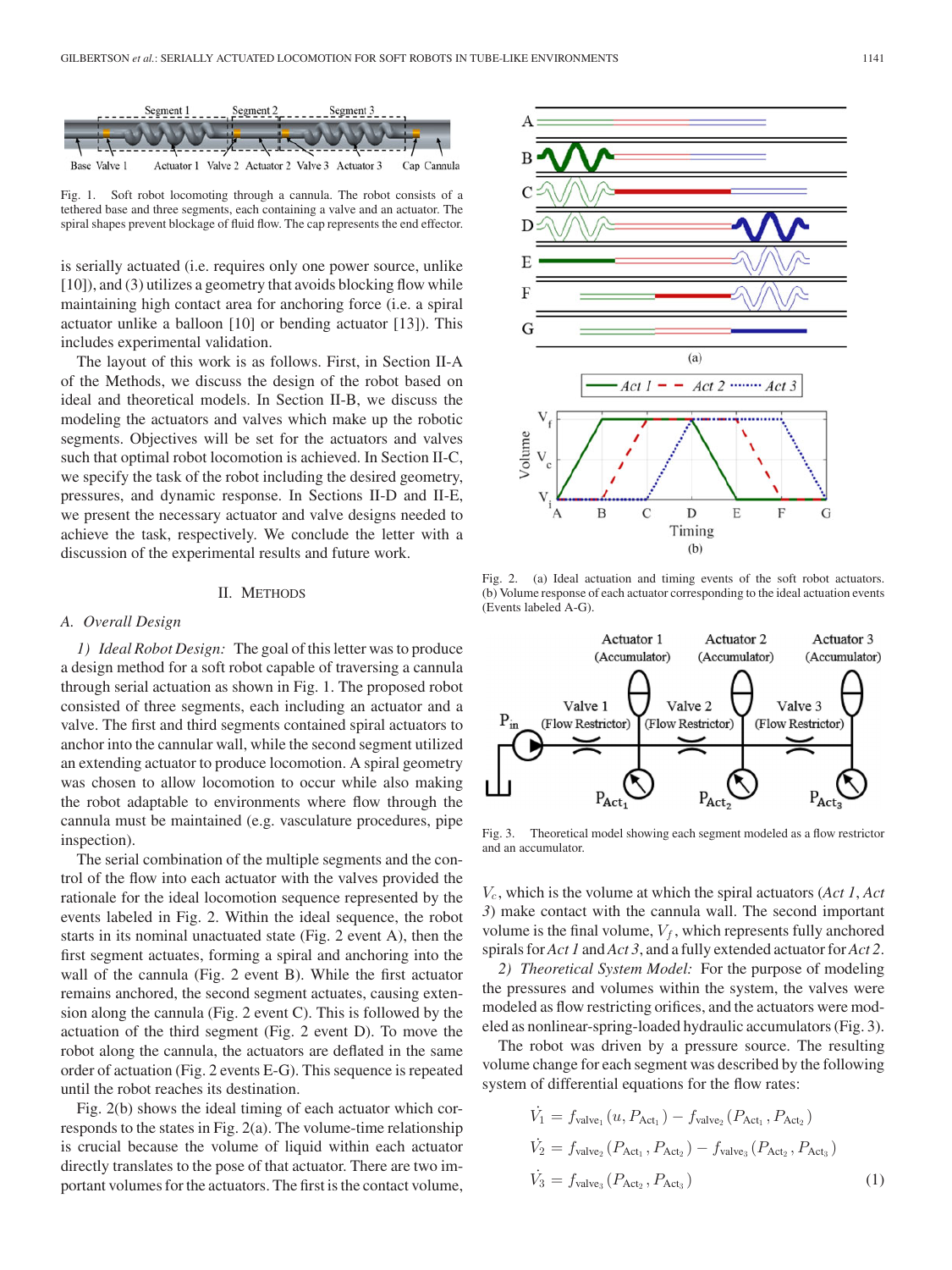Fig. 1. Soft robot locomoting through a cannula. The robot consists of a tethered base and three segments, each containing a valve and an actuator. The spiral shapes prevent blockage of fluid flow. The cap represents the end effector.

is serially actuated (i.e. requires only one power source, unlike [10]), and (3) utilizes a geometry that avoids blocking flow while maintaining high contact area for anchoring force (i.e. a spiral actuator unlike a balloon [10] or bending actuator [13]). This includes experimental validation.

The layout of this work is as follows. First, in Section II-A of the Methods, we discuss the design of the robot based on ideal and theoretical models. In Section II-B, we discuss the modeling the actuators and valves which make up the robotic segments. Objectives will be set for the actuators and valves such that optimal robot locomotion is achieved. In Section II-C, we specify the task of the robot including the desired geometry, pressures, and dynamic response. In Sections II-D and II-E, we present the necessary actuator and valve designs needed to achieve the task, respectively. We conclude the letter with a discussion of the experimental results and future work.

## II. Methods

### A. Overall Design

*1) Ideal Robot Design:* The goal of this letter was to produce a design method for a soft robot capable of traversing a cannula through serial actuation as shown in Fig. 1. The proposed robot consisted of three segments, each including an actuator and a valve. The first and third segments contained spiral actuators to anchor into the cannular wall, while the second segment utilized an extending actuator to produce locomotion. A spiral geometry was chosen to allow locomotion to occur while also making the robot adaptable to environments where flow through the cannula must be maintained (e.g. vasculature procedures, pipe inspection).

The serial combination of the multiple segments and the control of the flow into each actuator with the valves provided the rationale for the ideal locomotion sequence represented by the events labeled in Fig. 2. Within the ideal sequence, the robot starts in its nominal unactuated state (Fig. 2 event A), then the first segment actuates, forming a spiral and anchoring into the wall of the cannula (Fig. 2 event B). While the first actuator remains anchored, the second segment actuates, causing extension along the cannula (Fig. 2 event C). This is followed by the actuation of the third segment (Fig. 2 event D). To move the robot along the cannula, the actuators are deflated in the same order of actuation (Fig. 2 events E-G). This sequence is repeated until the robot reaches its destination.

Fig. 2(b) shows the ideal timing of each actuator which corresponds to the states in Fig. 2(a). The volume-time relationship is crucial because the volume of liquid within each actuator directly translates to the pose of that actuator. There are two important volumes for the actuators. The first is the contact volume, $V_c$, which is the volume at which the spiral actuators (*Act 1*, *Act 3*) make contact with the cannula wall. The second important volume is the final volume, $V_f$, which represents fully anchored spirals for *Act 1* and *Act 3*, and a fully extended actuator for *Act 2*.

Fig. 2. (a) Ideal actuation and timing events of the soft robot actuators. (b) Volume response of each actuator corresponding to the ideal actuation events (Events labeled A-G).

Fig. 3. Theoretical model showing each segment modeled as a flow restrictor and an accumulator.

*2) Theoretical System Model:* For the purpose of modeling the pressures and volumes within the system, the valves were modeled as flow restricting orifices, and the actuators were modeled as nonlinear-spring-loaded hydraulic accumulators (Fig. 3).

The robot was driven by a pressure source. The resulting volume change for each segment was described by the following system of differential equations for the flow rates:

$$
\begin{aligned}
\dot{V}_1 &= f_{\text{valve}_1}(u, P_{\text{Act}_1}) - f_{\text{valve}_2}(P_{\text{Act}_1}, P_{\text{Act}_2}) \\
\dot{V}_2 &= f_{\text{valve}_2}(P_{\text{Act}_1}, P_{\text{Act}_2}) - f_{\text{valve}_3}(P_{\text{Act}_2}, P_{\text{Act}_3}) \\
\dot{V}_3 &= f_{\text{valve}_3}(P_{\text{Act}_2}, P_{\text{Act}_3})
\end{aligned}
\tag{1}
$$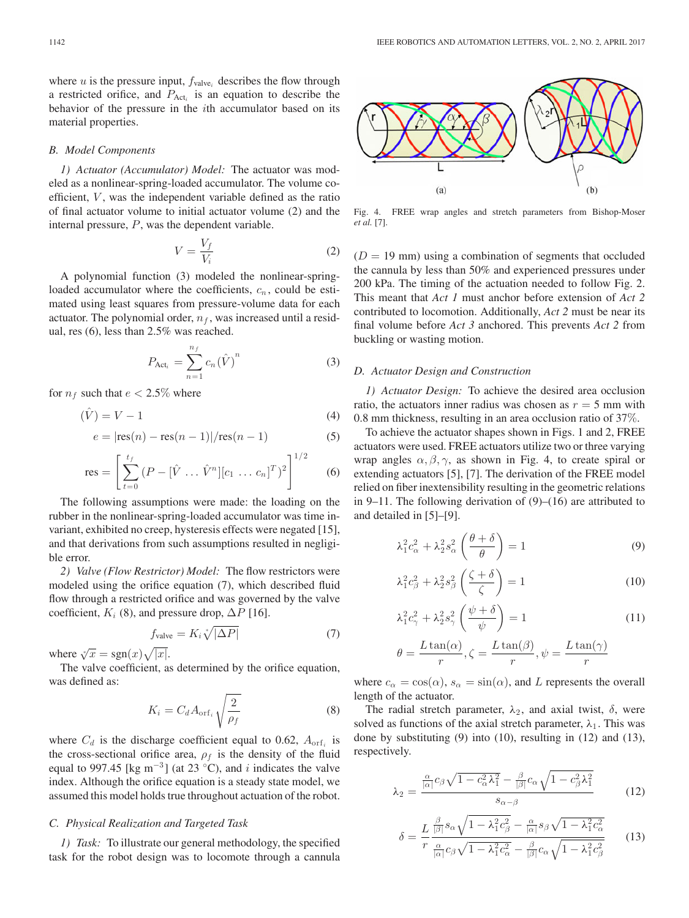where $u$ is the pressure input, $f_{\text{valve}_i}$ describes the flow through a restricted orifice, and $P_{\text{Act}_i}$ is an equation to describe the behavior of the pressure in the $i$th accumulator based on its material properties.

## B. Model Components

*1) Actuator (Accumulator) Model:* The actuator was modeled as a nonlinear-spring-loaded accumulator. The volume coefficient, $V$, was the independent variable defined as the ratio of final actuator volume to initial actuator volume (2) and the internal pressure, $P$, was the dependent variable.

$$V = \frac{V_f}{V_i} \tag{2}$$

A polynomial function (3) modeled the nonlinear-spring-loaded accumulator where the coefficients, $c_n$, could be estimated using least squares from pressure-volume data for each actuator. The polynomial order, $n_f$, was increased until a residual, res (6), less than 2.5% was reached.

$$P_{\text{Act}_i} = \sum_{n=1}^{n_f} c_n (\hat{V})^n \tag{3}$$

for $n_f$ such that $e < 2.5\%$ where

$$(\hat{V}) = V - 1 \tag{4}$$

$$e = |\text{res}(n) - \text{res}(n-1)|/\text{res}(n-1) \tag{5}$$

$$\text{res} = \left[\sum_{t=0}^{t_f} (P - [\hat{V} \ \dots \ \hat{V}^n][c_1 \ \dots \ c_n]^T)^2\right]^{1/2} \tag{6}$$

The following assumptions were made: the loading on the rubber in the nonlinear-spring-loaded accumulator was time invariant, exhibited no creep, hysteresis effects were negated [15], and that derivations from such assumptions resulted in negligible error.

*2) Valve (Flow Restrictor) Model:* The flow restrictors were modeled using the orifice equation (7), which described fluid flow through a restricted orifice and was governed by the valve coefficient, $K_i$ (8), and pressure drop, $\Delta P$ [16].

$$f_{\text{valve}} = K_i \sqrt[*]{|\Delta P|} \tag{7}$$

where $\sqrt[*]{x} = \text{sgn}(x)\sqrt{|x|}$.

The valve coefficient, as determined by the orifice equation, was defined as:

$$K_i = C_d A_{\text{orf}_i} \sqrt{\frac{2}{\rho_f}} \tag{8}$$

where $C_d$ is the discharge coefficient equal to 0.62, $A_{\text{orf}_i}$ is the cross-sectional orifice area, $\rho_f$ is the density of the fluid equal to 997.45 [kg m$^{-3}$] (at 23 °C), and $i$ indicates the valve index. Although the orifice equation is a steady state model, we assumed this model holds true throughout actuation of the robot.

## C. Physical Realization and Targeted Task

*1) Task:* To illustrate our general methodology, the specified task for the robot design was to locomote through a cannula ($D = 19$ mm) using a combination of segments that occluded the cannula by less than 50% and experienced pressures under 200 kPa. The timing of the actuation needed to follow Fig. 2. This meant that *Act 1* must anchor before extension of *Act 2* contributed to locomotion. Additionally, *Act 2* must be near its final volume before *Act 3* anchored. This prevents *Act 2* from buckling or wasting motion.

Fig. 4. FREE wrap angles and stretch parameters from Bishop-Moser *et al.* [7].

## D. Actuator Design and Construction

*1) Actuator Design:* To achieve the desired area occlusion ratio, the actuators inner radius was chosen as $r = 5$ mm with 0.8 mm thickness, resulting in an area occlusion ratio of 37%.

To achieve the actuator shapes shown in Figs. 1 and 2, FREE actuators were used. FREE actuators utilize two or three varying wrap angles $\alpha, \beta, \gamma$, as shown in Fig. 4, to create spiral or extending actuators [5], [7]. The derivation of the FREE model relied on fiber inextensibility resulting in the geometric relations in 9–11. The following derivation of (9)–(16) are attributed to and detailed in [5]–[9].

$$\lambda_1^2 c_\alpha^2 + \lambda_2^2 s_\alpha^2 \left(\frac{\theta + \delta}{\theta}\right) = 1 \tag{9}$$

$$\lambda_1^2 c_\beta^2 + \lambda_2^2 s_\beta^2 \left(\frac{\zeta + \delta}{\zeta}\right) = 1 \tag{10}$$

$$\lambda_1^2 c_\gamma^2 + \lambda_2^2 s_\gamma^2 \left(\frac{\psi + \delta}{\psi}\right) = 1 \tag{11}$$

$$\theta = \frac{L\tan(\alpha)}{r}, \zeta = \frac{L\tan(\beta)}{r}, \psi = \frac{L\tan(\gamma)}{r}$$

where $c_\alpha = \cos(\alpha)$, $s_\alpha = \sin(\alpha)$, and $L$ represents the overall length of the actuator.

The radial stretch parameter, $\lambda_2$, and axial twist, $\delta$, were solved as functions of the axial stretch parameter, $\lambda_1$. This was done by substituting (9) into (10), resulting in (12) and (13), respectively.

$$\lambda_2 = \frac{\frac{\alpha}{|\alpha|} c_\beta \sqrt{1 - c_\alpha^2 \lambda_1^2} - \frac{\beta}{|\beta|} c_\alpha \sqrt{1 - c_\beta^2 \lambda_1^2}}{s_{\alpha-\beta}} \tag{12}$$

$$\delta = \frac{L}{r} \frac{\frac{\beta}{|\beta|} s_\alpha \sqrt{1 - \lambda_1^2 c_\beta^2} - \frac{\alpha}{|\alpha|} s_\beta \sqrt{1 - \lambda_1^2 c_\alpha^2}}{\frac{\alpha}{|\alpha|} c_\beta \sqrt{1 - \lambda_1^2 c_\alpha^2} - \frac{\beta}{|\beta|} c_\alpha \sqrt{1 - \lambda_1^2 c_\beta^2}} \tag{13}$$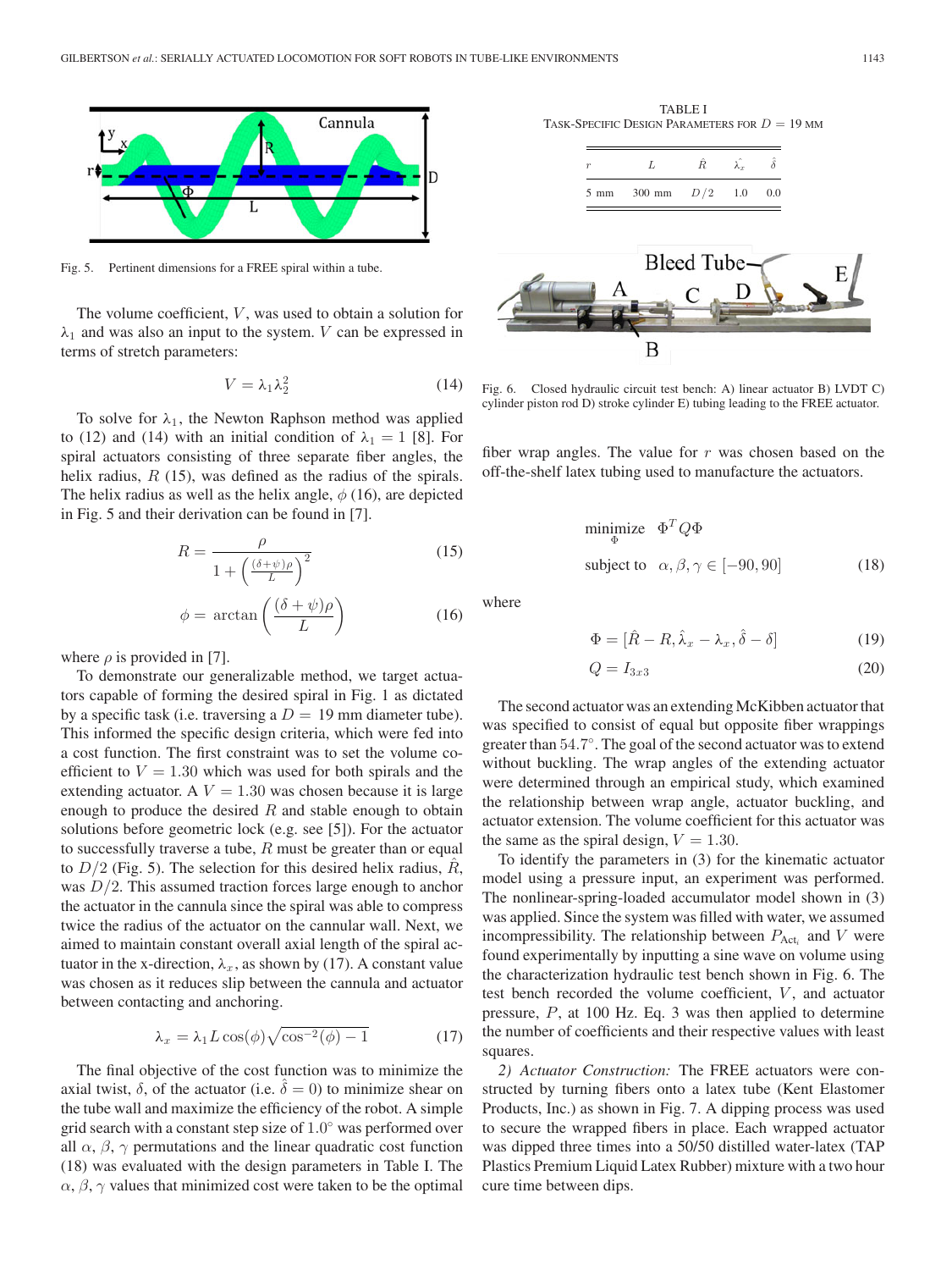Fig. 5. Pertinent dimensions for a FREE spiral within a tube.

The volume coefficient, $V$, was used to obtain a solution for $\lambda_1$ and was also an input to the system. $V$ can be expressed in terms of stretch parameters:

$$V = \lambda_1 \lambda_2^2 \tag{14}$$

To solve for $\lambda_1$, the Newton Raphson method was applied to (12) and (14) with an initial condition of $\lambda_1 = 1$ [8]. For spiral actuators consisting of three separate fiber angles, the helix radius, $R$ (15), was defined as the radius of the spirals. The helix radius as well as the helix angle, $\phi$ (16), are depicted in Fig. 5 and their derivation can be found in [7].

$$R = \frac{\rho}{1 + \left(\frac{(\delta+\psi)\rho}{L}\right)^2} \tag{15}$$

$$\phi = \arctan\left(\frac{(\delta+\psi)\rho}{L}\right) \tag{16}$$

where $\rho$ is provided in [7].

To demonstrate our generalizable method, we target actuators capable of forming the desired spiral in Fig. 1 as dictated by a specific task (i.e. traversing a $D = 19$ mm diameter tube). This informed the specific design criteria, which were fed into a cost function. The first constraint was to set the volume coefficient to $V = 1.30$ which was used for both spirals and the extending actuator. A $V = 1.30$ was chosen because it is large enough to produce the desired $R$ and stable enough to obtain solutions before geometric lock (e.g. see [5]). For the actuator to successfully traverse a tube, $R$ must be greater than or equal to $D/2$ (Fig. 5). The selection for this desired helix radius, $\hat{R}$, was $D/2$. This assumed traction forces large enough to anchor the actuator in the cannula since the spiral was able to compress twice the radius of the actuator on the cannular wall. Next, we aimed to maintain constant overall axial length of the spiral actuator in the x-direction, $\lambda_x$, as shown by (17). A constant value was chosen as it reduces slip between the cannula and actuator between contacting and anchoring.

$$\lambda_x = \lambda_1 L \cos(\phi) \sqrt{\cos^{-2}(\phi) - 1} \tag{17}$$

The final objective of the cost function was to minimize the axial twist, $\delta$, of the actuator (i.e. $\hat{\delta} = 0$) to minimize shear on the tube wall and maximize the efficiency of the robot. A simple grid search with a constant step size of $1.0°$ was performed over all $\alpha$, $\beta$, $\gamma$ permutations and the linear quadratic cost function (18) was evaluated with the design parameters in Table I. The $\alpha$, $\beta$, $\gamma$ values that minimized cost were taken to be the optimal fiber wrap angles. The value for $r$ was chosen based on the off-the-shelf latex tubing used to manufacture the actuators.

TABLE I
TASK-SPECIFIC DESIGN PARAMETERS FOR $D = 19$ MM

| $r$ | $L$ | $\hat{R}$ | $\hat{\lambda_x}$ | $\hat{\delta}$ |
|---|---|---|---|---|
| 5 mm | 300 mm | $D/2$ | 1.0 | 0.0 |

Fig. 6. Closed hydraulic circuit test bench: A) linear actuator B) LVDT C) cylinder piston rod D) stroke cylinder E) tubing leading to the FREE actuator.

$$\underset{\Phi}{\text{minimize}} \quad \Phi^T Q \Phi$$
$$\text{subject to} \quad \alpha, \beta, \gamma \in [-90, 90] \tag{18}$$

where

$$\Phi = [\hat{R} - R, \hat{\lambda}_x - \lambda_x, \hat{\delta} - \delta] \tag{19}$$

$$Q = I_{3x3} \tag{20}$$

The second actuator was an extending McKibben actuator that was specified to consist of equal but opposite fiber wrappings greater than $54.7°$. The goal of the second actuator was to extend without buckling. The wrap angles of the extending actuator were determined through an empirical study, which examined the relationship between wrap angle, actuator buckling, and actuator extension. The volume coefficient for this actuator was the same as the spiral design, $V = 1.30$.

To identify the parameters in (3) for the kinematic actuator model using a pressure input, an experiment was performed. The nonlinear-spring-loaded accumulator model shown in (3) was applied. Since the system was filled with water, we assumed incompressibility. The relationship between $P_{\mathrm{Act}_i}$ and $V$ were found experimentally by inputting a sine wave on volume using the characterization hydraulic test bench shown in Fig. 6. The test bench recorded the volume coefficient, $V$, and actuator pressure, $P$, at 100 Hz. Eq. 3 was then applied to determine the number of coefficients and their respective values with least squares.

*2) Actuator Construction:* The FREE actuators were constructed by turning fibers onto a latex tube (Kent Elastomer Products, Inc.) as shown in Fig. 7. A dipping process was used to secure the wrapped fibers in place. Each wrapped actuator was dipped three times into a 50/50 distilled water-latex (TAP Plastics Premium Liquid Latex Rubber) mixture with a two hour cure time between dips.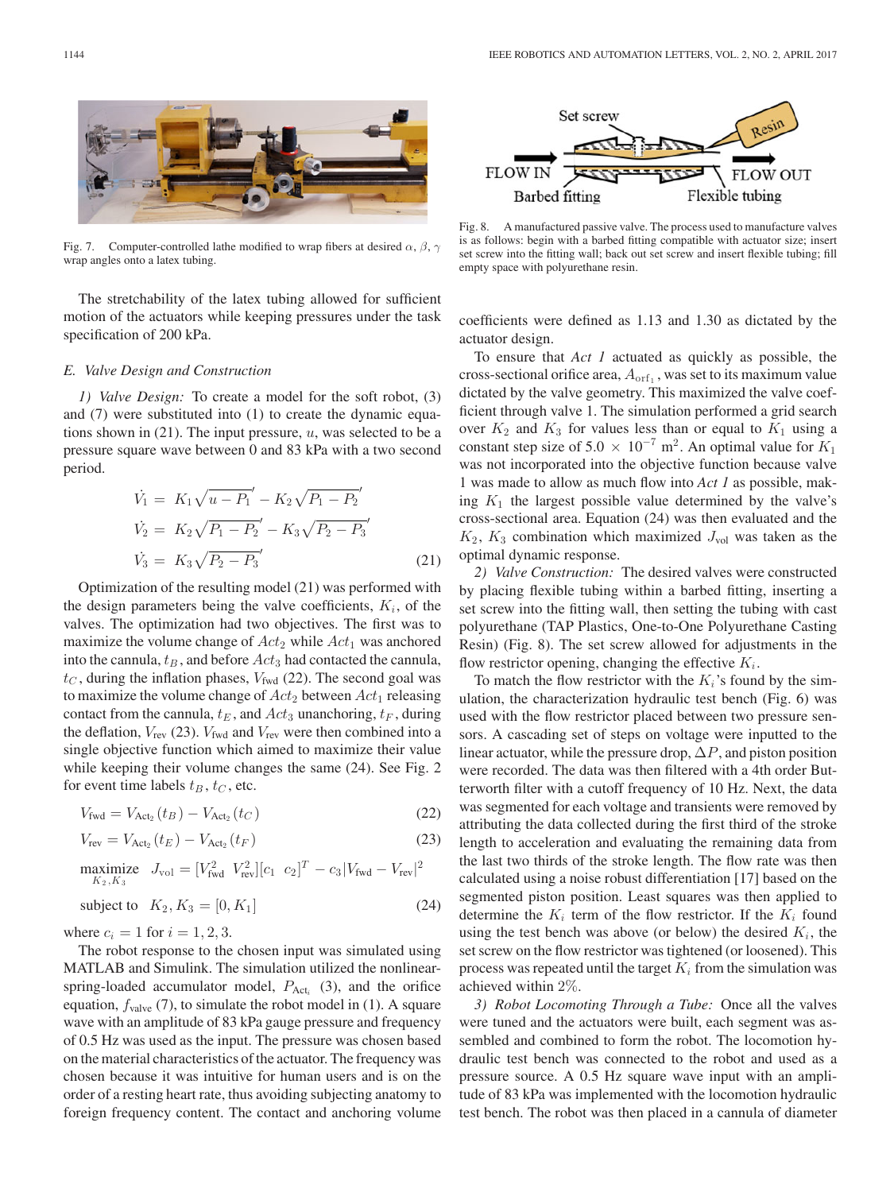Fig. 7. Computer-controlled lathe modified to wrap fibers at desired $\alpha$, $\beta$, $\gamma$ wrap angles onto a latex tubing.

The stretchability of the latex tubing allowed for sufficient motion of the actuators while keeping pressures under the task specification of 200 kPa.

### *E. Valve Design and Construction*

*1) Valve Design:* To create a model for the soft robot, (3) and (7) were substituted into (1) to create the dynamic equations shown in (21). The input pressure, $u$, was selected to be a pressure square wave between 0 and 83 kPa with a two second period.

$$\begin{aligned} \dot{V}_1 &= K_1\sqrt{u - P_1}' - K_2\sqrt{P_1 - P_2}' \\ \dot{V}_2 &= K_2\sqrt{P_1 - P_2}' - K_3\sqrt{P_2 - P_3}' \\ \dot{V}_3 &= K_3\sqrt{P_2 - P_3}' \end{aligned} \tag{21}$$

Optimization of the resulting model (21) was performed with the design parameters being the valve coefficients, $K_i$, of the valves. The optimization had two objectives. The first was to maximize the volume change of $Act_2$ while $Act_1$ was anchored into the cannula, $t_B$, and before $Act_3$ had contacted the cannula, $t_C$, during the inflation phases, $V_{\mathrm{fwd}}$ (22). The second goal was to maximize the volume change of $Act_2$ between $Act_1$ releasing contact from the cannula, $t_E$, and $Act_3$ unanchoring, $t_F$, during the deflation, $V_{\mathrm{rev}}$ (23). $V_{\mathrm{fwd}}$ and $V_{\mathrm{rev}}$ were then combined into a single objective function which aimed to maximize their value while keeping their volume changes the same (24). See Fig. 2 for event time labels $t_B$, $t_C$, etc.

$$V_{\mathrm{fwd}} = V_{\mathrm{Act}_2}(t_B) - V_{\mathrm{Act}_2}(t_C) \tag{22}$$

$$V_{\mathrm{rev}} = V_{\mathrm{Act}_2}(t_E) - V_{\mathrm{Act}_2}(t_F) \tag{23}$$

$$\begin{aligned} &\underset{K_2, K_3}{\text{maximize}} \quad J_{\mathrm{vol}} = [V_{\mathrm{fwd}}^2 \;\; V_{\mathrm{rev}}^2][c_1 \;\; c_2]^T - c_3|V_{\mathrm{fwd}} - V_{\mathrm{rev}}|^2 \\ &\text{subject to} \quad K_2, K_3 = [0, K_1] \end{aligned} \tag{24}$$

where $c_i = 1$ for $i = 1, 2, 3$.

The robot response to the chosen input was simulated using MATLAB and Simulink. The simulation utilized the nonlinear-spring-loaded accumulator model, $P_{\mathrm{Act}_i}$ (3), and the orifice equation, $f_{\mathrm{valve}}$ (7), to simulate the robot model in (1). A square wave with an amplitude of 83 kPa gauge pressure and frequency of 0.5 Hz was used as the input. The pressure was chosen based on the material characteristics of the actuator. The frequency was chosen because it was intuitive for human users and is on the order of a resting heart rate, thus avoiding subjecting anatomy to foreign frequency content. The contact and anchoring volume coefficients were defined as 1.13 and 1.30 as dictated by the actuator design.

To ensure that *Act 1* actuated as quickly as possible, the cross-sectional orifice area, $A_{\mathrm{orf}_1}$, was set to its maximum value dictated by the valve geometry. This maximized the valve coefficient through valve 1. The simulation performed a grid search over $K_2$ and $K_3$ for values less than or equal to $K_1$ using a constant step size of $5.0 \times 10^{-7}$ m$^2$. An optimal value for $K_1$ was not incorporated into the objective function because valve 1 was made to allow as much flow into *Act 1* as possible, making $K_1$ the largest possible value determined by the valve's cross-sectional area. Equation (24) was then evaluated and the $K_2$, $K_3$ combination which maximized $J_{\mathrm{vol}}$ was taken as the optimal dynamic response.

*2) Valve Construction:* The desired valves were constructed by placing flexible tubing within a barbed fitting, inserting a set screw into the fitting wall, then setting the tubing with cast polyurethane (TAP Plastics, One-to-One Polyurethane Casting Resin) (Fig. 8). The set screw allowed for adjustments in the flow restrictor opening, changing the effective $K_i$.

Set screw, Resin, FLOW IN, FLOW OUT, Barbed fitting, Flexible tubing

Fig. 8. A manufactured passive valve. The process used to manufacture valves is as follows: begin with a barbed fitting compatible with actuator size; insert set screw into the fitting wall; back out set screw and insert flexible tubing; fill empty space with polyurethane resin.

To match the flow restrictor with the $K_i$'s found by the simulation, the characterization hydraulic test bench (Fig. 6) was used with the flow restrictor placed between two pressure sensors. A cascading set of steps on voltage were inputted to the linear actuator, while the pressure drop, $\Delta P$, and piston position were recorded. The data was then filtered with a 4th order Butterworth filter with a cutoff frequency of 10 Hz. Next, the data was segmented for each voltage and transients were removed by attributing the data collected during the first third of the stroke length to acceleration and evaluating the remaining data from the last two thirds of the stroke length. The flow rate was then calculated using a noise robust differentiation [17] based on the segmented piston position. Least squares was then applied to determine the $K_i$ term of the flow restrictor. If the $K_i$ found using the test bench was above (or below) the desired $K_i$, the set screw on the flow restrictor was tightened (or loosened). This process was repeated until the target $K_i$ from the simulation was achieved within 2%.

*3) Robot Locomoting Through a Tube:* Once all the valves were tuned and the actuators were built, each segment was assembled and combined to form the robot. The locomotion hydraulic test bench was connected to the robot and used as a pressure source. A 0.5 Hz square wave input with an amplitude of 83 kPa was implemented with the locomotion hydraulic test bench. The robot was then placed in a cannula of diameter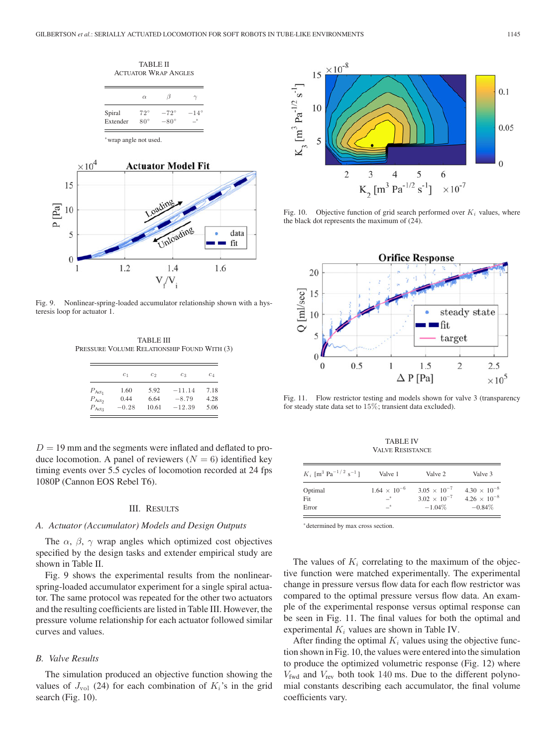TABLE II
ACTUATOR WRAP ANGLES

| | $\alpha$ | $\beta$ | $\gamma$ |
|---|---|---|---|
| Spiral | $72°$ | $-72°$ | $-14°$ |
| Extender | $80°$ | $-80°$ | –* |

*wrap angle not used.

Fig. 9. Nonlinear-spring-loaded accumulator relationship shown with a hysteresis loop for actuator 1.

TABLE III
PRESSURE VOLUME RELATIONSHIP FOUND WITH (3)

| | $c_1$ | $c_2$ | $c_3$ | $c_4$ |
|---|---|---|---|---|
| $P_{\text{Act}_1}$ | 1.60 | 5.92 | $-11.14$ | 7.18 |
| $P_{\text{Act}_2}$ | 0.44 | 6.64 | $-8.79$ | 4.28 |
| $P_{\text{Act}_3}$ | $-0.28$ | 10.61 | $-12.39$ | 5.06 |

$D = 19$ mm and the segments were inflated and deflated to produce locomotion. A panel of reviewers ($N = 6$) identified key timing events over 5.5 cycles of locomotion recorded at 24 fps 1080P (Cannon EOS Rebel T6).

## III. RESULTS

### A. Actuator (Accumulator) Models and Design Outputs

The $\alpha$, $\beta$, $\gamma$ wrap angles which optimized cost objectives specified by the design tasks and extender empirical study are shown in Table II.

Fig. 9 shows the experimental results from the nonlinear-spring-loaded accumulator experiment for a single spiral actuator. The same protocol was repeated for the other two actuators and the resulting coefficients are listed in Table III. However, the pressure volume relationship for each actuator followed similar curves and values.

### B. Valve Results

The simulation produced an objective function showing the values of $J_{\text{vol}}$ (24) for each combination of $K_i$'s in the grid search (Fig. 10).

Fig. 10. Objective function of grid search performed over $K_i$ values, where the black dot represents the maximum of (24).

Fig. 11. Flow restrictor testing and models shown for valve 3 (transparency for steady state data set to 15%; transient data excluded).

TABLE IV
VALVE RESISTANCE

| $K_i$ [$\text{m}^3\ \text{Pa}^{-1/2}\ \text{s}^{-1}$] | Valve 1 | Valve 2 | Valve 3 |
|---|---|---|---|
| Optimal | $1.64 \times 10^{-6}$ | $3.05 \times 10^{-7}$ | $4.30 \times 10^{-8}$ |
| Fit | –* | $3.02 \times 10^{-7}$ | $4.26 \times 10^{-8}$ |
| Error | –* | $-1.04\%$ | $-0.84\%$ |

*determined by max cross section.

The values of $K_i$ correlating to the maximum of the objective function were matched experimentally. The experimental change in pressure versus flow data for each flow restrictor was compared to the optimal pressure versus flow data. An example of the experimental response versus optimal response can be seen in Fig. 11. The final values for both the optimal and experimental $K_i$ values are shown in Table IV.

After finding the optimal $K_i$ values using the objective function shown in Fig. 10, the values were entered into the simulation to produce the optimized volumetric response (Fig. 12) where $V_{\text{fwd}}$ and $V_{\text{rev}}$ both took 140 ms. Due to the different polynomial constants describing each accumulator, the final volume coefficients vary.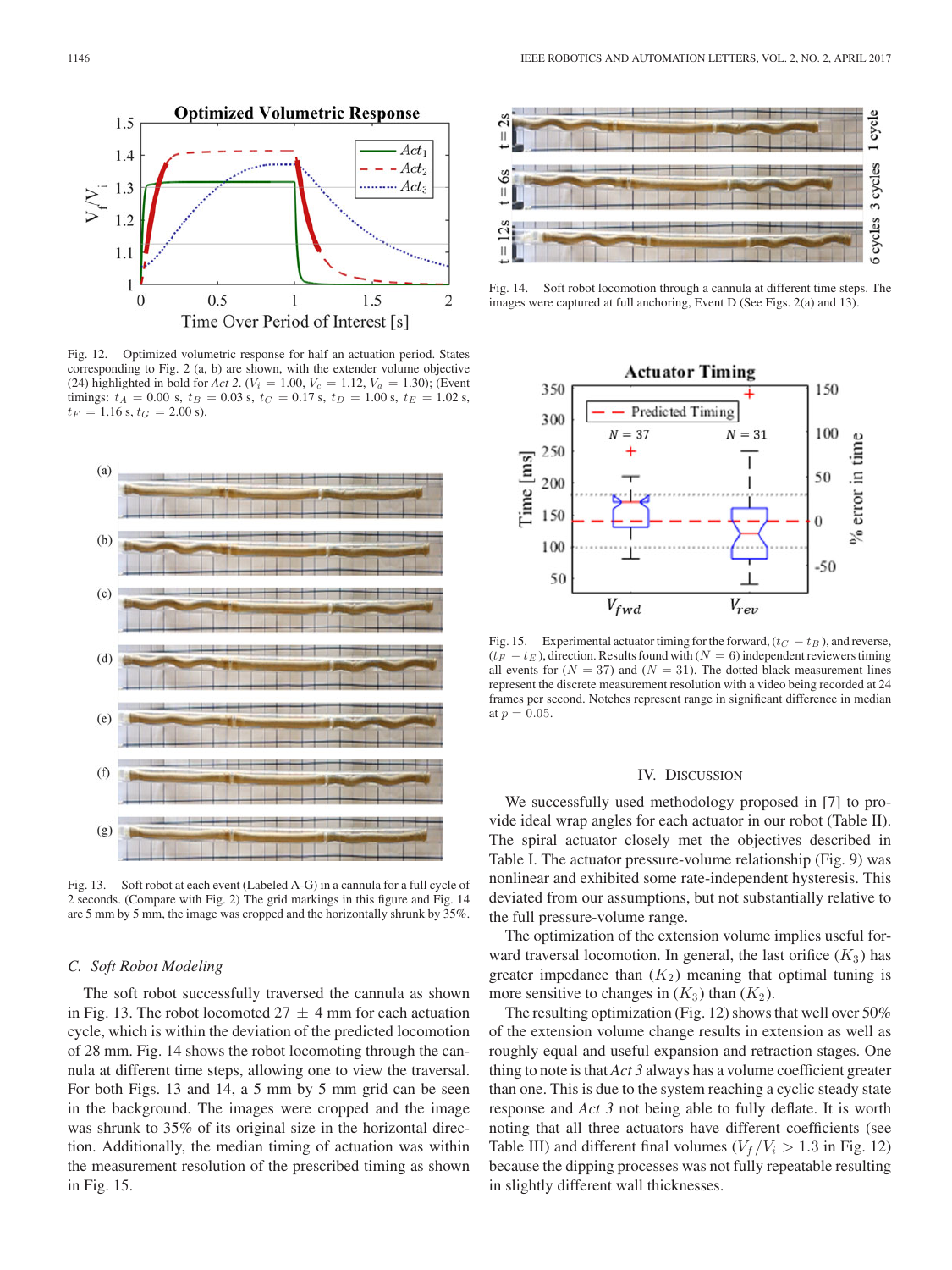Fig. 12. Optimized volumetric response for half an actuation period. States corresponding to Fig. 2 (a, b) are shown, with the extender volume objective (24) highlighted in bold for *Act 2*. ($V_i$ = 1.00, $V_c$ = 1.12, $V_a$ = 1.30); (Event timings: $t_A$ = 0.00 s, $t_B$ = 0.03 s, $t_C$ = 0.17 s, $t_D$ = 1.00 s, $t_E$ = 1.02 s, $t_F$ = 1.16 s, $t_G$ = 2.00 s).

Fig. 13. Soft robot at each event (Labeled A-G) in a cannula for a full cycle of 2 seconds. (Compare with Fig. 2) The grid markings in this figure and Fig. 14 are 5 mm by 5 mm, the image was cropped and the horizontally shrunk by 35%.

### C. Soft Robot Modeling

The soft robot successfully traversed the cannula as shown in Fig. 13. The robot locomoted 27 ± 4 mm for each actuation cycle, which is within the deviation of the predicted locomotion of 28 mm. Fig. 14 shows the robot locomoting through the cannula at different time steps, allowing one to view the traversal. For both Figs. 13 and 14, a 5 mm by 5 mm grid can be seen in the background. The images were cropped and the image was shrunk to 35% of its original size in the horizontal direction. Additionally, the median timing of actuation was within the measurement resolution of the prescribed timing as shown in Fig. 15.

Fig. 14. Soft robot locomotion through a cannula at different time steps. The images were captured at full anchoring, Event D (See Figs. 2(a) and 13).

Fig. 15. Experimental actuator timing for the forward, ($t_C - t_B$), and reverse, ($t_F - t_E$), direction. Results found with ($N$ = 6) independent reviewers timing all events for ($N$ = 37) and ($N$ = 31). The dotted black measurement lines represent the discrete measurement resolution with a video being recorded at 24 frames per second. Notches represent range in significant difference in median at $p$ = 0.05.

## IV. Discussion

We successfully used methodology proposed in [7] to provide ideal wrap angles for each actuator in our robot (Table II). The spiral actuator closely met the objectives described in Table I. The actuator pressure-volume relationship (Fig. 9) was nonlinear and exhibited some rate-independent hysteresis. This deviated from our assumptions, but not substantially relative to the full pressure-volume range.

The optimization of the extension volume implies useful forward traversal locomotion. In general, the last orifice ($K_3$) has greater impedance than ($K_2$) meaning that optimal tuning is more sensitive to changes in ($K_3$) than ($K_2$).

The resulting optimization (Fig. 12) shows that well over 50% of the extension volume change results in extension as well as roughly equal and useful expansion and retraction stages. One thing to note is that *Act 3* always has a volume coefficient greater than one. This is due to the system reaching a cyclic steady state response and *Act 3* not being able to fully deflate. It is worth noting that all three actuators have different coefficients (see Table III) and different final volumes ($V_f/V_i > 1.3$ in Fig. 12) because the dipping processes was not fully repeatable resulting in slightly different wall thicknesses.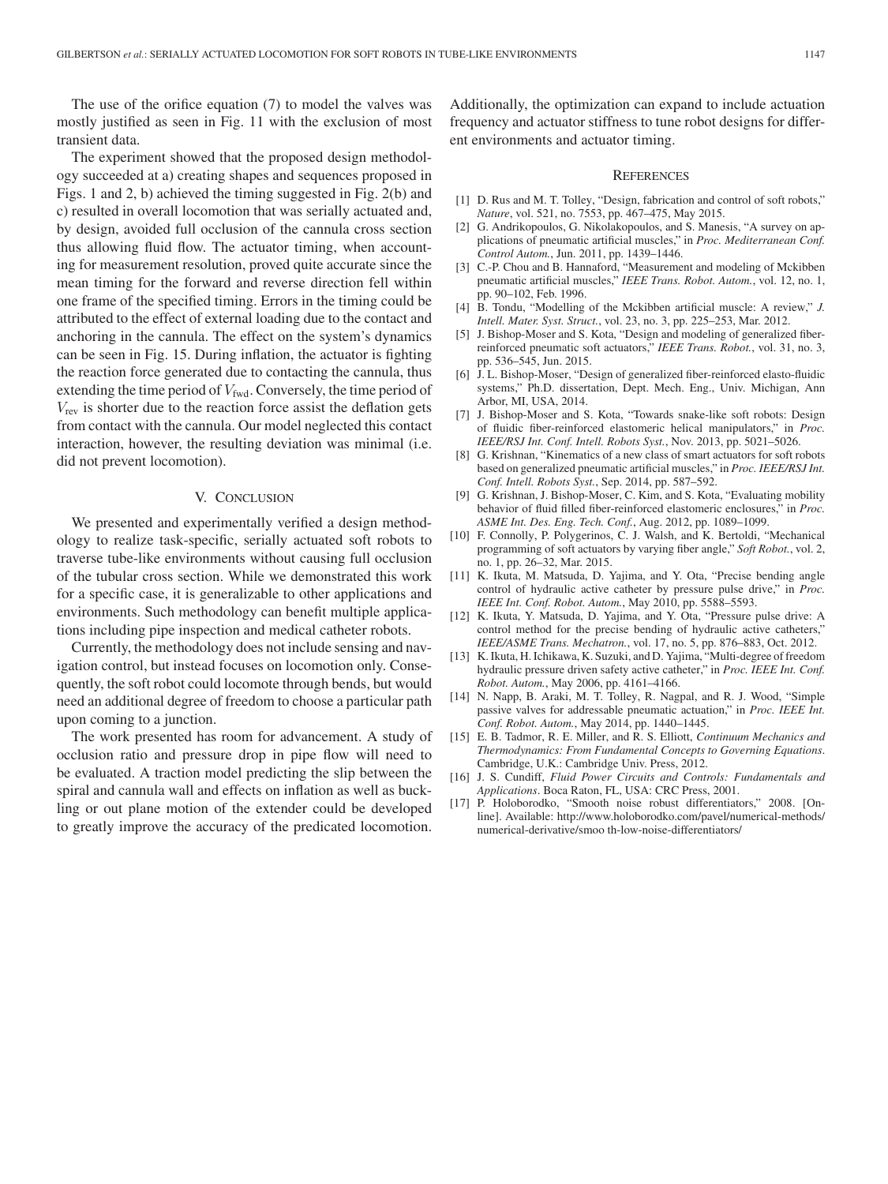The use of the orifice equation (7) to model the valves was mostly justified as seen in Fig. 11 with the exclusion of most transient data.

The experiment showed that the proposed design methodology succeeded at a) creating shapes and sequences proposed in Figs. 1 and 2, b) achieved the timing suggested in Fig. 2(b) and c) resulted in overall locomotion that was serially actuated and, by design, avoided full occlusion of the cannula cross section thus allowing fluid flow. The actuator timing, when accounting for measurement resolution, proved quite accurate since the mean timing for the forward and reverse direction fell within one frame of the specified timing. Errors in the timing could be attributed to the effect of external loading due to the contact and anchoring in the cannula. The effect on the system's dynamics can be seen in Fig. 15. During inflation, the actuator is fighting the reaction force generated due to contacting the cannula, thus extending the time period of $V_{\text{fwd}}$. Conversely, the time period of $V_{\text{rev}}$ is shorter due to the reaction force assist the deflation gets from contact with the cannula. Our model neglected this contact interaction, however, the resulting deviation was minimal (i.e. did not prevent locomotion).

## V. Conclusion

We presented and experimentally verified a design methodology to realize task-specific, serially actuated soft robots to traverse tube-like environments without causing full occlusion of the tubular cross section. While we demonstrated this work for a specific case, it is generalizable to other applications and environments. Such methodology can benefit multiple applications including pipe inspection and medical catheter robots.

Currently, the methodology does not include sensing and navigation control, but instead focuses on locomotion only. Consequently, the soft robot could locomote through bends, but would need an additional degree of freedom to choose a particular path upon coming to a junction.

The work presented has room for advancement. A study of occlusion ratio and pressure drop in pipe flow will need to be evaluated. A traction model predicting the slip between the spiral and cannula wall and effects on inflation as well as buckling or out plane motion of the extender could be developed to greatly improve the accuracy of the predicated locomotion. Additionally, the optimization can expand to include actuation frequency and actuator stiffness to tune robot designs for different environments and actuator timing.

## References

[1] D. Rus and M. T. Tolley, "Design, fabrication and control of soft robots," *Nature*, vol. 521, no. 7553, pp. 467–475, May 2015.

[2] G. Andrikopoulos, G. Nikolakopoulos, and S. Manesis, "A survey on applications of pneumatic artificial muscles," in *Proc. Mediterranean Conf. Control Autom.*, Jun. 2011, pp. 1439–1446.

[3] C.-P. Chou and B. Hannaford, "Measurement and modeling of Mckibben pneumatic artificial muscles," *IEEE Trans. Robot. Autom.*, vol. 12, no. 1, pp. 90–102, Feb. 1996.

[4] B. Tondu, "Modelling of the Mckibben artificial muscle: A review," *J. Intell. Mater. Syst. Struct.*, vol. 23, no. 3, pp. 225–253, Mar. 2012.

[5] J. Bishop-Moser and S. Kota, "Design and modeling of generalized fiber-reinforced pneumatic soft actuators," *IEEE Trans. Robot.*, vol. 31, no. 3, pp. 536–545, Jun. 2015.

[6] J. L. Bishop-Moser, "Design of generalized fiber-reinforced elasto-fluidic systems," Ph.D. dissertation, Dept. Mech. Eng., Univ. Michigan, Ann Arbor, MI, USA, 2014.

[7] J. Bishop-Moser and S. Kota, "Towards snake-like soft robots: Design of fluidic fiber-reinforced elastomeric helical manipulators," in *Proc. IEEE/RSJ Int. Conf. Intell. Robots Syst.*, Nov. 2013, pp. 5021–5026.

[8] G. Krishnan, "Kinematics of a new class of smart actuators for soft robots based on generalized pneumatic artificial muscles," in *Proc. IEEE/RSJ Int. Conf. Intell. Robots Syst.*, Sep. 2014, pp. 587–592.

[9] G. Krishnan, J. Bishop-Moser, C. Kim, and S. Kota, "Evaluating mobility behavior of fluid filled fiber-reinforced elastomeric enclosures," in *Proc. ASME Int. Des. Eng. Tech. Conf.*, Aug. 2012, pp. 1089–1099.

[10] F. Connolly, P. Polygerinos, C. J. Walsh, and K. Bertoldi, "Mechanical programming of soft actuators by varying fiber angle," *Soft Robot.*, vol. 2, no. 1, pp. 26–32, Mar. 2015.

[11] K. Ikuta, M. Matsuda, D. Yajima, and Y. Ota, "Precise bending angle control of hydraulic active catheter by pressure pulse drive," in *Proc. IEEE Int. Conf. Robot. Autom.*, May 2010, pp. 5588–5593.

[12] K. Ikuta, Y. Matsuda, D. Yajima, and Y. Ota, "Pressure pulse drive: A control method for the precise bending of hydraulic active catheters," *IEEE/ASME Trans. Mechatron.*, vol. 17, no. 5, pp. 876–883, Oct. 2012.

[13] K. Ikuta, H. Ichikawa, K. Suzuki, and D. Yajima, "Multi-degree of freedom hydraulic pressure driven safety active catheter," in *Proc. IEEE Int. Conf. Robot. Autom.*, May 2006, pp. 4161–4166.

[14] N. Napp, B. Araki, M. T. Tolley, R. Nagpal, and R. J. Wood, "Simple passive valves for addressable pneumatic actuation," in *Proc. IEEE Int. Conf. Robot. Autom.*, May 2014, pp. 1440–1445.

[15] E. B. Tadmor, R. E. Miller, and R. S. Elliott, *Continuum Mechanics and Thermodynamics: From Fundamental Concepts to Governing Equations*. Cambridge, U.K.: Cambridge Univ. Press, 2012.

[16] J. S. Cundiff, *Fluid Power Circuits and Controls: Fundamentals and Applications*. Boca Raton, FL, USA: CRC Press, 2001.

[17] P. Holoborodko, "Smooth noise robust differentiators," 2008. [Online]. Available: http://www.holoborodko.com/pavel/numerical-methods/numerical-derivative/smoo th-low-noise-differentiators/